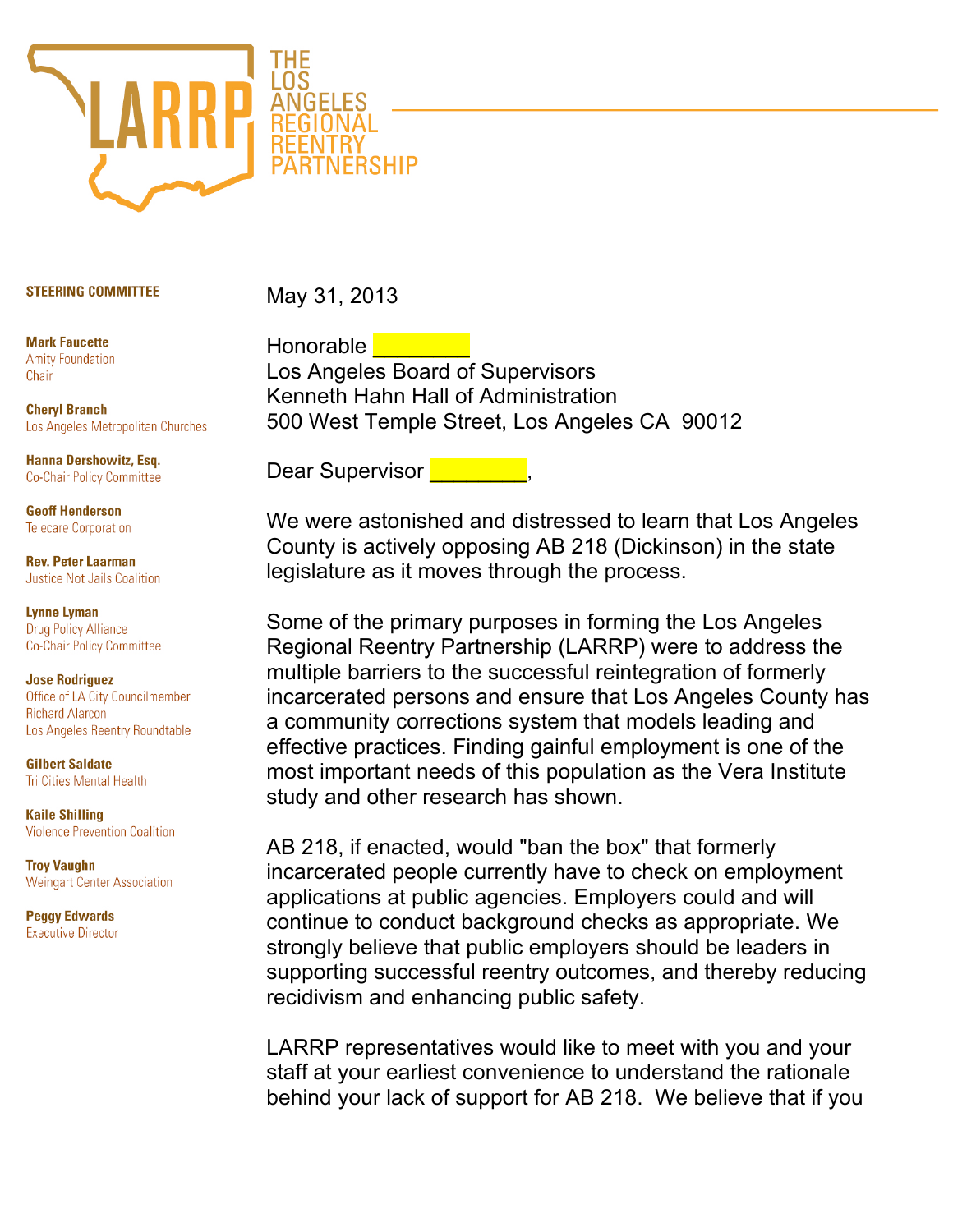# THE LOS ANGELES REGIONAL REENTRY PARTNERSHIP

**STEERING COMMITTEE**

**Mark Faucette**
Amity Foundation
Chair

**Cheryl Branch**
Los Angeles Metropolitan Churches

**Hanna Dershowitz, Esq.**
Co-Chair Policy Committee

**Geoff Henderson**
Telecare Corporation

**Rev. Peter Laarman**
Justice Not Jails Coalition

**Lynne Lyman**
Drug Policy Alliance
Co-Chair Policy Committee

**Jose Rodriguez**
Office of LA City Councilmember
Richard Alarcon
Los Angeles Reentry Roundtable

**Gilbert Saldate**
Tri Cities Mental Health

**Kaile Shilling**
Violence Prevention Coalition

**Troy Vaughn**
Weingart Center Association

**Peggy Edwards**
Executive Director

May 31, 2013

Honorable ________
Los Angeles Board of Supervisors
Kenneth Hahn Hall of Administration
500 West Temple Street, Los Angeles CA 90012

Dear Supervisor ________,

We were astonished and distressed to learn that Los Angeles County is actively opposing AB 218 (Dickinson) in the state legislature as it moves through the process.

Some of the primary purposes in forming the Los Angeles Regional Reentry Partnership (LARRP) were to address the multiple barriers to the successful reintegration of formerly incarcerated persons and ensure that Los Angeles County has a community corrections system that models leading and effective practices. Finding gainful employment is one of the most important needs of this population as the Vera Institute study and other research has shown.

AB 218, if enacted, would "ban the box" that formerly incarcerated people currently have to check on employment applications at public agencies. Employers could and will continue to conduct background checks as appropriate. We strongly believe that public employers should be leaders in supporting successful reentry outcomes, and thereby reducing recidivism and enhancing public safety.

LARRP representatives would like to meet with you and your staff at your earliest convenience to understand the rationale behind your lack of support for AB 218. We believe that if you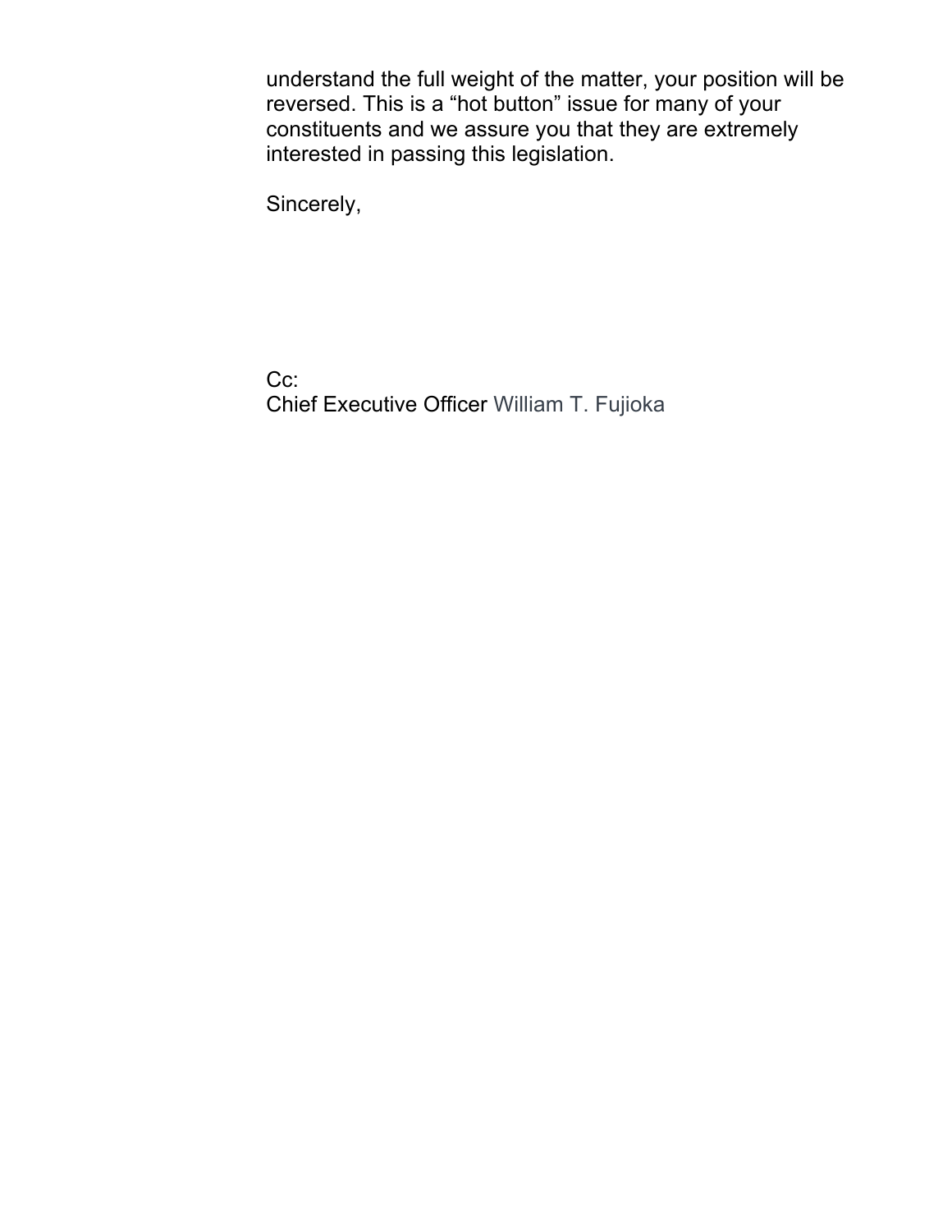understand the full weight of the matter, your position will be reversed. This is a "hot button" issue for many of your constituents and we assure you that they are extremely interested in passing this legislation.

Sincerely,

Cc:
Chief Executive Officer William T. Fujioka